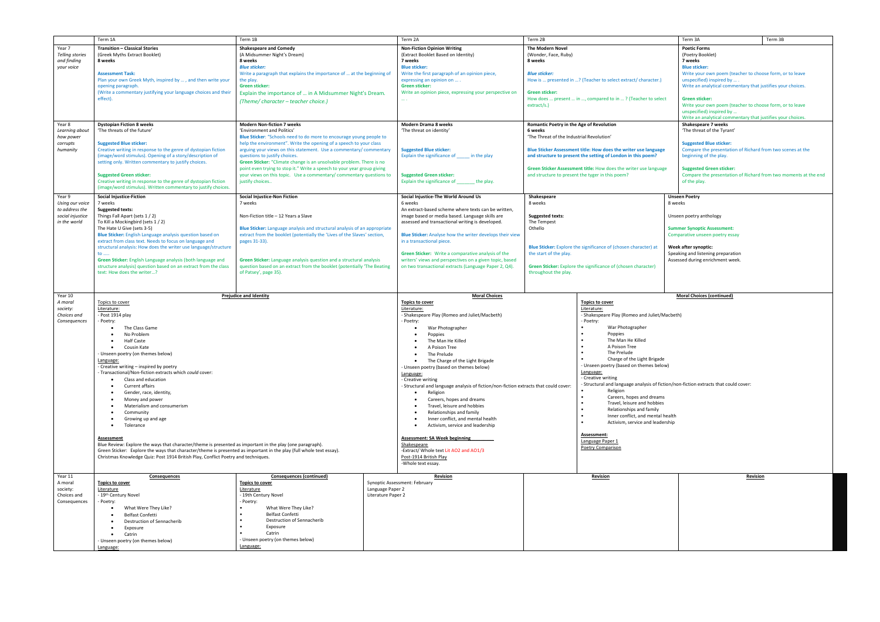| | Term 1A | Term 1B | Term 2A | Term 2B | Term 3A | Term 3B |
|---|---|---|---|---|---|---|
| Year 7 *Telling stories and finding your voice* | **Transition – Classical Stories** (Greek Myths Extract Booklet) **8 weeks** **Assessment Task:** Plan your own Greek Myth, inspired by … , and then write your opening paragraph. (Write a commentary justifying your language choices and their effect). | **Shakespeare and Comedy** (A Midsummer Night's Dream) **8 weeks** ***Blue sticker:*** Write a paragraph that explains the importance of … at the beginning of the play. **Green sticker:** Explain the importance of … in A Midsummer Night's Dream. *(Theme/ character – teacher choice.)* | **Non-Fiction Opinion Writing** (Extract Booklet Based on Identity) **7 weeks** **Blue sticker:** Write the first paragraph of an opinion piece, expressing an opinion on … . **Green sticker:** Write an opinion piece, expressing your perspective on … . | **The Modern Novel** (Wonder, Face, Ruby) **8 weeks** ***Blue sticker:*** How is … presented in …? (Teacher to select extract/ character.) **Green sticker:** How does … present … in …, compared to in … ? (Teacher to select extract/s.) | **Poetic Forms** (Poetry Booklet) **7 weeks** **Blue sticker:** Write your own poem (teacher to choose form, or to leave unspecified) inspired by … . Write an analytical commentary that justifies your choices. **Green sticker:** Write your own poem (teacher to choose form, or to leave unspecified) inspired by … Write an analytical commentary that justifies your choices. | |
| Year 8 *Learning about how power corrupts humanity* | **Dystopian Fiction 8 weeks** 'The threats of the future' **Suggested Blue sticker:** Creative writing in response to the genre of dystopian fiction (image/word stimulus). Opening of a story/description of setting only. Written commentary to justify choices. **Suggested Green sticker:** Creative writing in response to the genre of dystopian fiction (image/word stimulus). Written commentary to justify choices. | **Modern Non-fiction 7 weeks** 'Environment and Politics' **Blue Sticker**: "Schools need to do more to encourage young people to help the environment". Write the opening of a speech to your class arguing your views on this statement. Use a commentary/ commentary questions to justify choices. **Green Sticker:** "Climate change is an unsolvable problem. There is no point even trying to stop it." Write a speech to your year group giving your views on this topic. Use a commentary/ commentary questions to justify choices.. | **Modern Drama 8 weeks** 'The threat on identity' **Suggested Blue sticker:** Explain the significance of _____ in the play **Suggested Green sticker:** Explain the significance of _______ the play. | **Romantic Poetry in the Age of Revolution** **6 weeks** 'The Threat of the Industrial Revolution' **Blue Sticker Assessment title: How does the writer use language and structure to present the setting of London in this poem?** **Green Sticker Assessment title:** How does the writer use language and structure to present the tyger in this poem? | **Shakespeare 7 weeks** 'The threat of the Tyrant' **Suggested Blue sticker:** Compare the presentation of Richard from two scenes at the beginning of the play. **Suggested Green sticker:** Compare the presentation of Richard from two moments at the end of the play. | |
| Year 9 *Using our voice to address the social injustice in the world* | **Social Injustice-Fiction** 7 weeks **Suggested texts:** Things Fall Apart (sets 1 / 2) To Kill a Mockingbird (sets 1 / 2) The Hate U Give (sets 3-5) **Blue Sticker:** English Language analysis question based on extract from class text. Needs to focus on language and structural analysis: How does the writer use language/structure to ….. **Green Sticker:** English Language analysis (both language and structure analysis) question based on an extract from the class text: How does the writer…? | **Social Injustice-Non Fiction** 7 weeks Non-Fiction title – 12 Years a Slave **Blue Sticker:** Language analysis and structural analysis of an appropriate extract from the booklet (potentially the 'Lives of the Slaves' section, pages 31-33). **Green Sticker:** Language analysis question and a structural analysis question based on an extract from the booklet (potentially 'The Beating of Patsey', page 35). | **Social Injustice-The World Around Us** 6 weeks An extract-based scheme where texts can be written, image based or media based. Language skills are assessed and transactional writing is developed. **Blue Sticker:** Analyse how the writer develops their view in a transactional piece. **Green Sticker:** Write a comparative analysis of the writers' views and perspectives on a given topic, based on two transactional extracts (Language Paper 2, Q4). | **Shakespeare** 8 weeks **Suggested texts:** The Tempest Othello **Blue Sticker:** Explore the significance of (chosen character) at the start of the play. **Green Sticker:** Explore the significance of (chosen character) throughout the play. | **Unseen Poetry** 8 weeks Unseen poetry anthology **Summer Synoptic Assessment:** Comparative unseen poetry essay **Week after synoptic:** Speaking and listening preparation Assessed during enrichment week. | |
| Year 10 *A moral society: Choices and Consequences* | **Prejudice and Identity** Topics to cover Literature: - Post 1914 play - Poetry: • The Class Game • No Problem • Half Caste • Cousin Kate - Unseen poetry (on themes below) Language: - Creative writing – inspired by poetry - Transactional/Non-fiction extracts which *could* cover: • Class and education • Current affairs • Gender, race, identity, • Money and power • Materialism and consumerism • Community • Growing up and age • Tolerance **Assessment** Blue Review: Explore the ways that character/theme is presented as important in the play (one paragraph). Green Sticker: Explore the ways that character/theme is presented as important in the play (full whole text essay). Christmas Knowledge Quiz: Post 1914 British Play, Conflict Poetry and techniques. | | **Moral Choices** **Topics to cover** Literature: - Shakespeare Play (Romeo and Juliet/Macbeth) - Poetry: • War Photographer • Poppies • The Man He Killed • A Poison Tree • The Prelude • The Charge of the Light Brigade - Unseen poetry (based on themes below) Language: - Creative writing - Structural and language analysis of fiction/non-fiction extracts that could cover: • Religion • Careers, hopes and dreams • Travel, leisure and hobbies • Relationships and family • Inner conflict, and mental health • Activism, service and leadership **Assessment: SA Week beginning** Shakespeare -Extract/ Whole text Lit AO2 and AO1/3 Post-1914 British Play -Whole text essay. | **Moral Choices (continued)** **Topics to cover** Literature: - Shakespeare Play (Romeo and Juliet/Macbeth) - Poetry: • War Photographer • Poppies • The Man He Killed • A Poison Tree • The Prelude • Charge of the Light Brigade - Unseen poetry (based on themes below) Language: - Creative writing - Structural and language analysis of fiction/non-fiction extracts that could cover: • Religion • Careers, hopes and dreams • Travel, leisure and hobbies • Relationships and family • Inner conflict, and mental health • Activism, service and leadership **Assessment:** Language Paper 1 Poetry Comparison | | |
| Year 11 A moral society: Choices and Consequences | **Consequences** **Topics to cover** Literature - 19th Century Novel - Poetry: • What Were They Like? • Belfast Confetti • Destruction of Sennacherib • Exposure • Catrin - Unseen poetry (on themes below) Language: | **Consequences (continued)** **Topics to cover** Literature - 19th Century Novel - Poetry: • What Were They Like? • Belfast Confetti • Destruction of Sennacherib • Exposure • Catrin - Unseen poetry (on themes below) Language: | Synoptic Assessment: February Language Paper 2 Literature Paper 2 **Revision** | **Revision** | **Revision** | |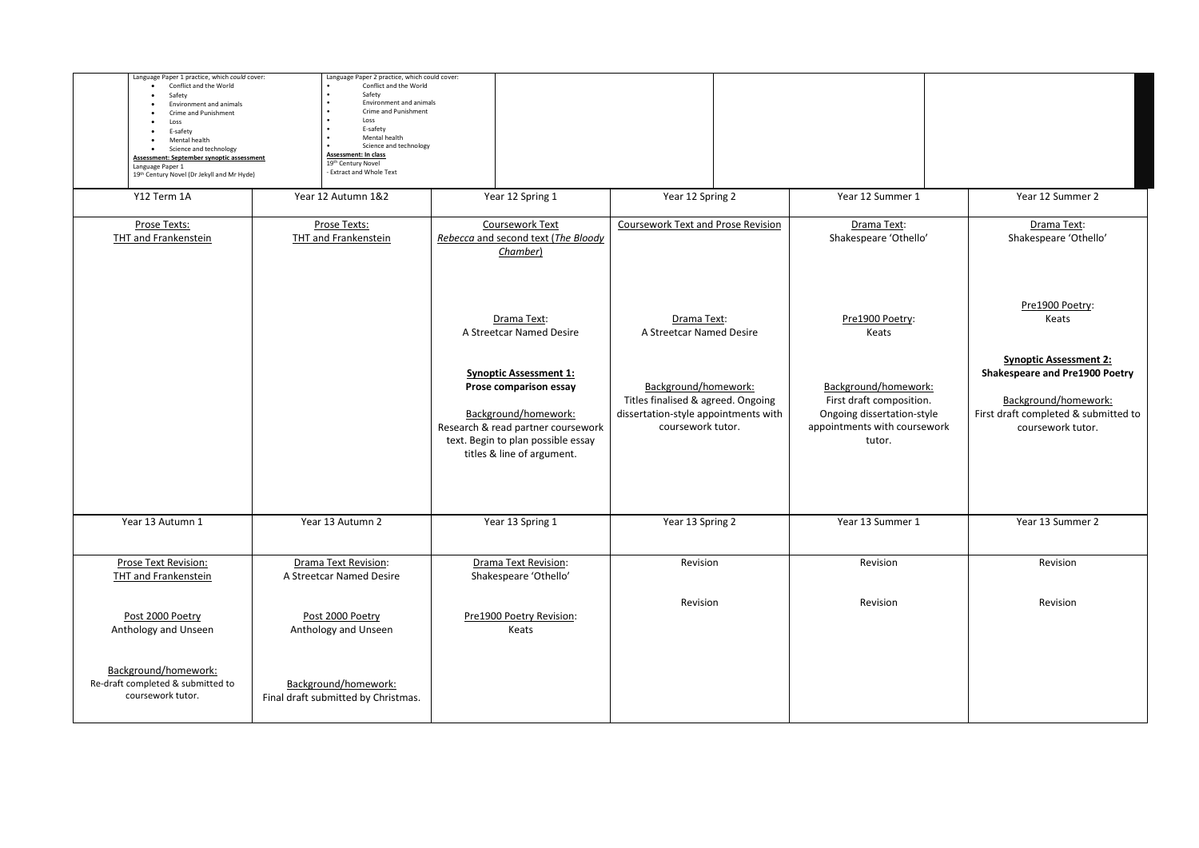| | | | | | |
|---|---|---|---|---|---|
| Language Paper 1 practice, which *could* cover:<br>• Conflict and the World<br>• Safety<br>• Environment and animals<br>• Crime and Punishment<br>• Loss<br>• E-safety<br>• Mental health<br>• Science and technology<br>**Assessment: September synoptic assessment**<br>Language Paper 1<br>19th Century Novel (Dr Jekyll and Mr Hyde) | Language Paper 2 practice, which could cover:<br>• Conflict and the World<br>• Safety<br>• Environment and animals<br>• Crime and Punishment<br>• Loss<br>• E-safety<br>• Mental health<br>• Science and technology<br>**Assessment: In class**<br>19th Century Novel<br>- Extract and Whole Text | | | | |
| Y12 Term 1A | Year 12 Autumn 1&2 | Year 12 Spring 1 | Year 12 Spring 2 | Year 12 Summer 1 | Year 12 Summer 2 |
| Prose Texts:<br>THT and Frankenstein | Prose Texts:<br>THT and Frankenstein | Coursework Text<br>*Rebecca* and second text (*The Bloody Chamber*)<br><br>Drama Text:<br>A Streetcar Named Desire<br><br>**Synoptic Assessment 1:**<br>**Prose comparison essay**<br><br>Background/homework:<br>Research & read partner coursework text. Begin to plan possible essay titles & line of argument. | Coursework Text and Prose Revision<br><br>Drama Text:<br>A Streetcar Named Desire<br><br>Background/homework:<br>Titles finalised & agreed. Ongoing dissertation-style appointments with coursework tutor. | Drama Text:<br>Shakespeare 'Othello'<br><br>Pre1900 Poetry:<br>Keats<br><br>Background/homework:<br>First draft composition. Ongoing dissertation-style appointments with coursework tutor. | Drama Text:<br>Shakespeare 'Othello'<br><br>Pre1900 Poetry:<br>Keats<br><br>**Synoptic Assessment 2:**<br>**Shakespeare and Pre1900 Poetry**<br><br>Background/homework:<br>First draft completed & submitted to coursework tutor. |
| Year 13 Autumn 1 | Year 13 Autumn 2 | Year 13 Spring 1 | Year 13 Spring 2 | Year 13 Summer 1 | Year 13 Summer 2 |
| Prose Text Revision:<br>THT and Frankenstein<br><br>Post 2000 Poetry<br>Anthology and Unseen<br><br>Background/homework:<br>Re-draft completed & submitted to coursework tutor. | Drama Text Revision:<br>A Streetcar Named Desire<br><br>Post 2000 Poetry<br>Anthology and Unseen<br><br>Background/homework:<br>Final draft submitted by Christmas. | Drama Text Revision:<br>Shakespeare 'Othello'<br><br>Pre1900 Poetry Revision:<br>Keats | Revision<br><br>Revision | Revision<br><br>Revision | Revision<br><br>Revision |